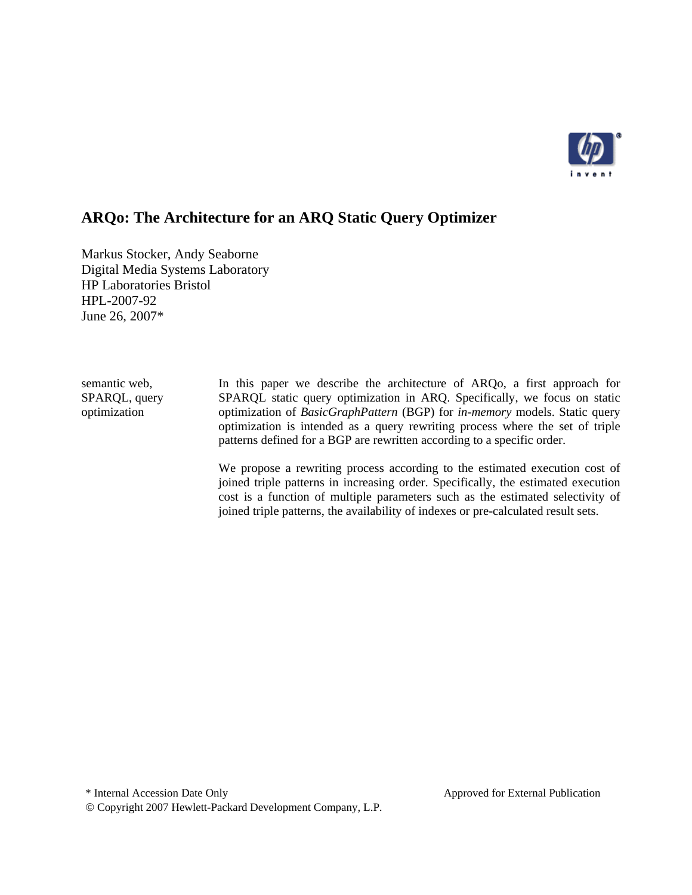# ARQo: The Architecture for an ARQ Static Query Optimizer

Markus Stocker, Andy Seaborne
Digital Media Systems Laboratory
HP Laboratories Bristol
HPL-2007-92
June 26, 2007*

semantic web, SPARQL, query optimization

In this paper we describe the architecture of ARQo, a first approach for SPARQL static query optimization in ARQ. Specifically, we focus on static optimization of *BasicGraphPattern* (BGP) for *in-memory* models. Static query optimization is intended as a query rewriting process where the set of triple patterns defined for a BGP are rewritten according to a specific order.

We propose a rewriting process according to the estimated execution cost of joined triple patterns in increasing order. Specifically, the estimated execution cost is a function of multiple parameters such as the estimated selectivity of joined triple patterns, the availability of indexes or pre-calculated result sets.

\* Internal Accession Date Only

Approved for External Publication

© Copyright 2007 Hewlett-Packard Development Company, L.P.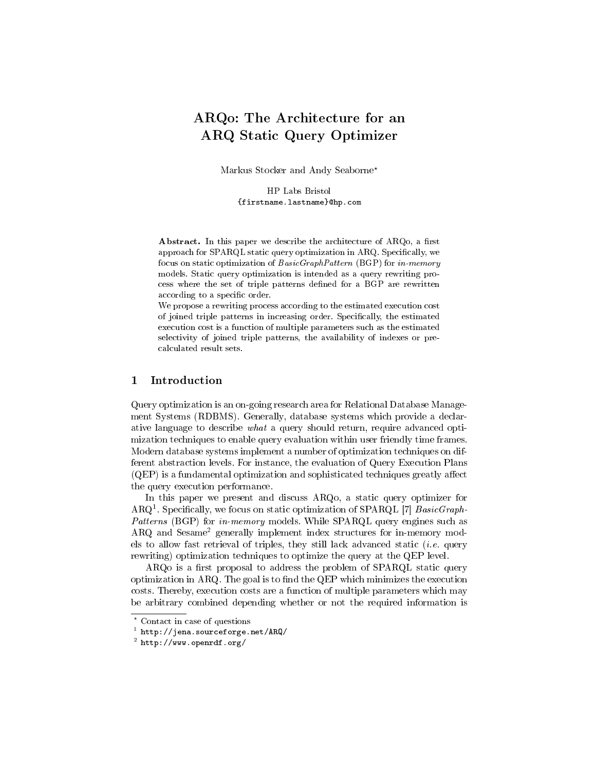# ARQo: The Architecture for an ARQ Static Query Optimizer

Markus Stocker and Andy Seaborne*

HP Labs Bristol
{firstname.lastname}@hp.com

**Abstract.** In this paper we describe the architecture of ARQo, a first approach for SPARQL static query optimization in ARQ. Specifically, we focus on static optimization of *BasicGraphPattern* (BGP) for *in-memory* models. Static query optimization is intended as a query rewriting process where the set of triple patterns defined for a BGP are rewritten according to a specific order.
We propose a rewriting process according to the estimated execution cost of joined triple patterns in increasing order. Specifically, the estimated execution cost is a function of multiple parameters such as the estimated selectivity of joined triple patterns, the availability of indexes or pre-calculated result sets.

## 1 Introduction

Query optimization is an on-going research area for Relational Database Management Systems (RDBMS). Generally, database systems which provide a declarative language to describe *what* a query should return, require advanced optimization techniques to enable query evaluation within user friendly time frames. Modern database systems implement a number of optimization techniques on different abstraction levels. For instance, the evaluation of Query Execution Plans (QEP) is a fundamental optimization and sophisticated techniques greatly affect the query execution performance.

In this paper we present and discuss ARQo, a static query optimizer for ARQ[1]. Specifically, we focus on static optimization of SPARQL [7] *BasicGraphPatterns* (BGP) for *in-memory* models. While SPARQL query engines such as ARQ and Sesame[2] generally implement index structures for in-memory models to allow fast retrieval of triples, they still lack advanced static (*i.e.* query rewriting) optimization techniques to optimize the query at the QEP level.

ARQo is a first proposal to address the problem of SPARQL static query optimization in ARQ. The goal is to find the QEP which minimizes the execution costs. Thereby, execution costs are a function of multiple parameters which may be arbitrary combined depending whether or not the required information is

* Contact in case of questions
[1] http://jena.sourceforge.net/ARQ/
[2] http://www.openrdf.org/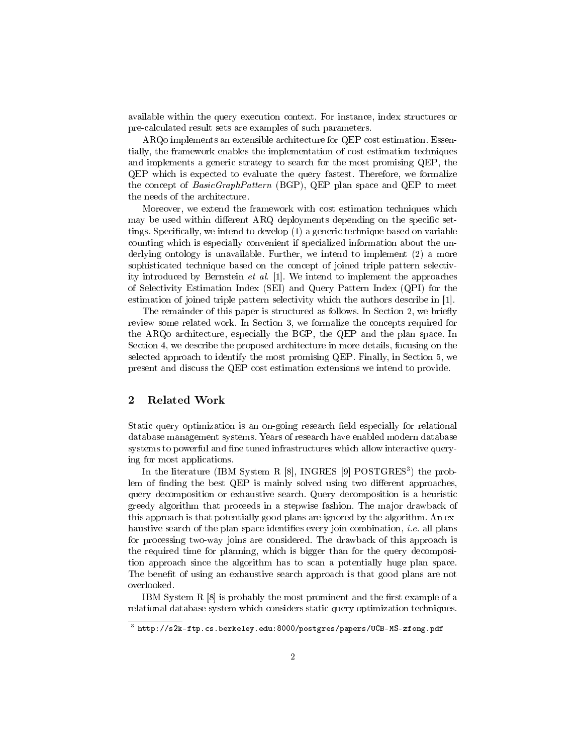available within the query execution context. For instance, index structures or pre-calculated result sets are examples of such parameters.

ARQo implements an extensible architecture for QEP cost estimation. Essentially, the framework enables the implementation of cost estimation techniques and implements a generic strategy to search for the most promising QEP, the QEP which is expected to evaluate the query fastest. Therefore, we formalize the concept of *BasicGraphPattern* (BGP), QEP plan space and QEP to meet the needs of the architecture.

Moreover, we extend the framework with cost estimation techniques which may be used within different ARQ deployments depending on the specific settings. Specifically, we intend to develop (1) a generic technique based on variable counting which is especially convenient if specialized information about the underlying ontology is unavailable. Further, we intend to implement (2) a more sophisticated technique based on the concept of joined triple pattern selectivity introduced by Bernstein *et al.* [1]. We intend to implement the approaches of Selectivity Estimation Index (SEI) and Query Pattern Index (QPI) for the estimation of joined triple pattern selectivity which the authors describe in [1].

The remainder of this paper is structured as follows. In Section 2, we briefly review some related work. In Section 3, we formalize the concepts required for the ARQo architecture, especially the BGP, the QEP and the plan space. In Section 4, we describe the proposed architecture in more details, focusing on the selected approach to identify the most promising QEP. Finally, in Section 5, we present and discuss the QEP cost estimation extensions we intend to provide.

## 2 Related Work

Static query optimization is an on-going research field especially for relational database management systems. Years of research have enabled modern database systems to powerful and fine tuned infrastructures which allow interactive querying for most applications.

In the literature (IBM System R [8], INGRES [9] POSTGRES[3]) the problem of finding the best QEP is mainly solved using two different approaches, query decomposition or exhaustive search. Query decomposition is a heuristic greedy algorithm that proceeds in a stepwise fashion. The major drawback of this approach is that potentially good plans are ignored by the algorithm. An exhaustive search of the plan space identifies every join combination, *i.e.* all plans for processing two-way joins are considered. The drawback of this approach is the required time for planning, which is bigger than for the query decomposition approach since the algorithm has to scan a potentially huge plan space. The benefit of using an exhaustive search approach is that good plans are not overlooked.

IBM System R [8] is probably the most prominent and the first example of a relational database system which considers static query optimization techniques.

[3] `http://s2k-ftp.cs.berkeley.edu:8000/postgres/papers/UCB-MS-zfong.pdf`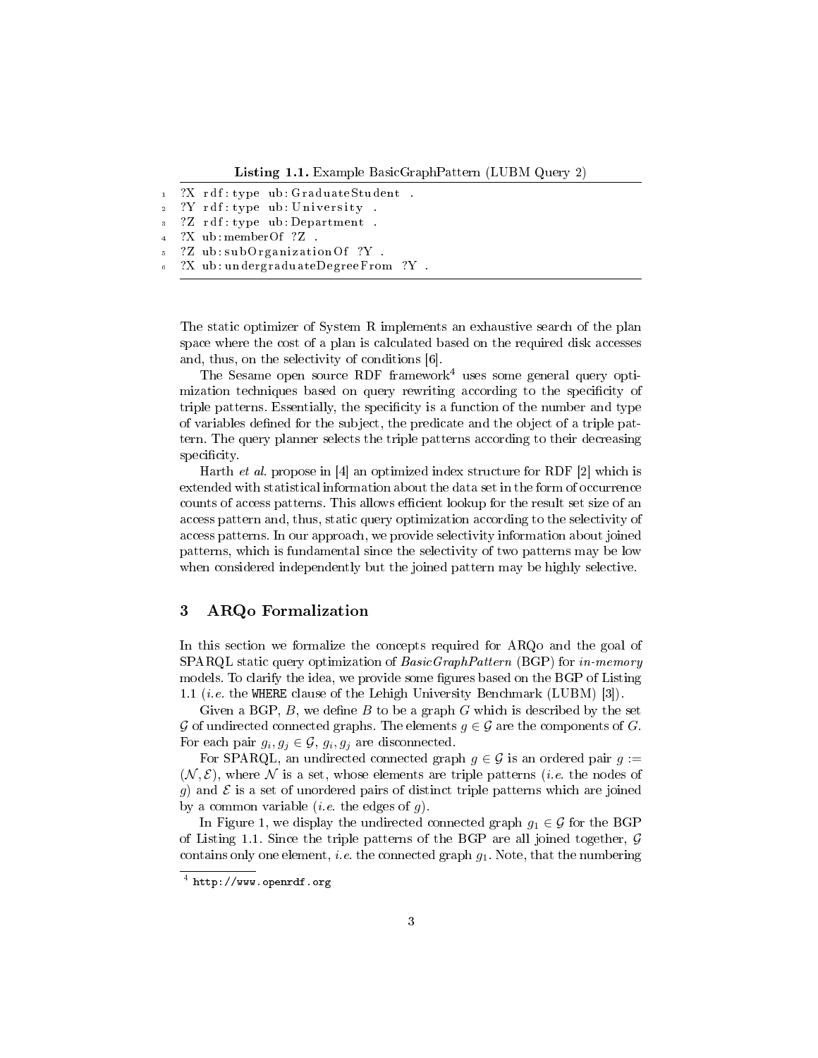**Listing 1.1.** Example BasicGraphPattern (LUBM Query 2)

```
1  ?X rdf:type ub:GraduateStudent .
2  ?Y rdf:type ub:University .
3  ?Z rdf:type ub:Department .
4  ?X ub:memberOf ?Z .
5  ?Z ub:subOrganizationOf ?Y .
6  ?X ub:undergraduateDegreeFrom ?Y .
```

The static optimizer of System R implements an exhaustive search of the plan space where the cost of a plan is calculated based on the required disk accesses and, thus, on the selectivity of conditions [6].

The Sesame open source RDF framework[4] uses some general query optimization techniques based on query rewriting according to the specificity of triple patterns. Essentially, the specificity is a function of the number and type of variables defined for the subject, the predicate and the object of a triple pattern. The query planner selects the triple patterns according to their decreasing specificity.

Harth *et al.* propose in [4] an optimized index structure for RDF [2] which is extended with statistical information about the data set in the form of occurrence counts of access patterns. This allows efficient lookup for the result set size of an access pattern and, thus, static query optimization according to the selectivity of access patterns. In our approach, we provide selectivity information about joined patterns, which is fundamental since the selectivity of two patterns may be low when considered independently but the joined pattern may be highly selective.

## 3 ARQo Formalization

In this section we formalize the concepts required for ARQo and the goal of SPARQL static query optimization of *BasicGraphPattern* (BGP) for *in-memory* models. To clarify the idea, we provide some figures based on the BGP of Listing 1.1 (*i.e.* the `WHERE` clause of the Lehigh University Benchmark (LUBM) [3]).

Given a BGP, $B$, we define $B$ to be a graph $G$ which is described by the set $\mathcal{G}$ of undirected connected graphs. The elements $g \in \mathcal{G}$ are the components of $G$. For each pair $g_i, g_j \in \mathcal{G}$, $g_i, g_j$ are disconnected.

For SPARQL, an undirected connected graph $g \in \mathcal{G}$ is an ordered pair $g := (\mathcal{N}, \mathcal{E})$, where $\mathcal{N}$ is a set, whose elements are triple patterns (*i.e.* the nodes of $g$) and $\mathcal{E}$ is a set of unordered pairs of distinct triple patterns which are joined by a common variable (*i.e.* the edges of $g$).

In Figure 1, we display the undirected connected graph $g_1 \in \mathcal{G}$ for the BGP of Listing 1.1. Since the triple patterns of the BGP are all joined together, $\mathcal{G}$ contains only one element, *i.e.* the connected graph $g_1$. Note, that the numbering

[4] `http://www.openrdf.org`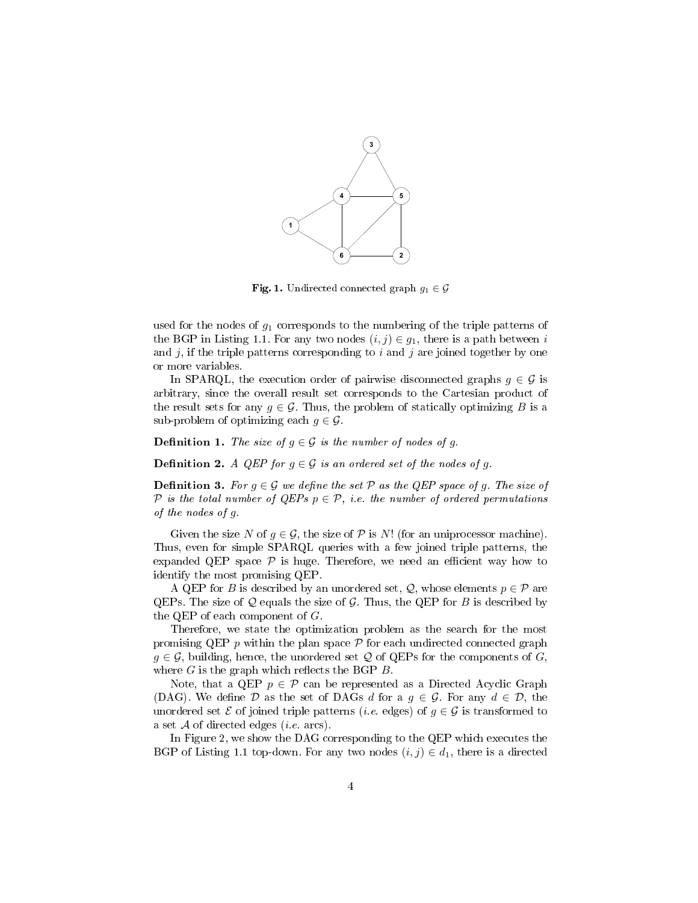**Fig. 1.** Undirected connected graph $g_1 \in \mathcal{G}$

used for the nodes of $g_1$ corresponds to the numbering of the triple patterns of the BGP in Listing 1.1. For any two nodes $(i, j) \in g_1$, there is a path between $i$ and $j$, if the triple patterns corresponding to $i$ and $j$ are joined together by one or more variables.

In SPARQL, the execution order of pairwise disconnected graphs $g \in \mathcal{G}$ is arbitrary, since the overall result set corresponds to the Cartesian product of the result sets for any $g \in \mathcal{G}$. Thus, the problem of statically optimizing $B$ is a sub-problem of optimizing each $g \in \mathcal{G}$.

**Definition 1.** *The size of $g \in \mathcal{G}$ is the number of nodes of $g$.*

**Definition 2.** *A QEP for $g \in \mathcal{G}$ is an ordered set of the nodes of $g$.*

**Definition 3.** *For $g \in \mathcal{G}$ we define the set $\mathcal{P}$ as the QEP space of $g$. The size of $\mathcal{P}$ is the total number of QEPs $p \in \mathcal{P}$, i.e. the number of ordered permutations of the nodes of $g$.*

Given the size $N$ of $g \in \mathcal{G}$, the size of $\mathcal{P}$ is $N!$ (for an uniprocessor machine). Thus, even for simple SPARQL queries with a few joined triple patterns, the expanded QEP space $\mathcal{P}$ is huge. Therefore, we need an efficient way how to identify the most promising QEP.

A QEP for $B$ is described by an unordered set, $\mathcal{Q}$, whose elements $p \in \mathcal{P}$ are QEPs. The size of $\mathcal{Q}$ equals the size of $\mathcal{G}$. Thus, the QEP for $B$ is described by the QEP of each component of $G$.

Therefore, we state the optimization problem as the search for the most promising QEP $p$ within the plan space $\mathcal{P}$ for each undirected connected graph $g \in \mathcal{G}$, building, hence, the unordered set $\mathcal{Q}$ of QEPs for the components of $G$, where $G$ is the graph which reflects the BGP $B$.

Note, that a QEP $p \in \mathcal{P}$ can be represented as a Directed Acyclic Graph (DAG). We define $\mathcal{D}$ as the set of DAGs $d$ for a $g \in \mathcal{G}$. For any $d \in \mathcal{D}$, the unordered set $\mathcal{E}$ of joined triple patterns (*i.e.* edges) of $g \in \mathcal{G}$ is transformed to a set $\mathcal{A}$ of directed edges (*i.e.* arcs).

In Figure 2, we show the DAG corresponding to the QEP which executes the BGP of Listing 1.1 top-down. For any two nodes $(i, j) \in d_1$, there is a directed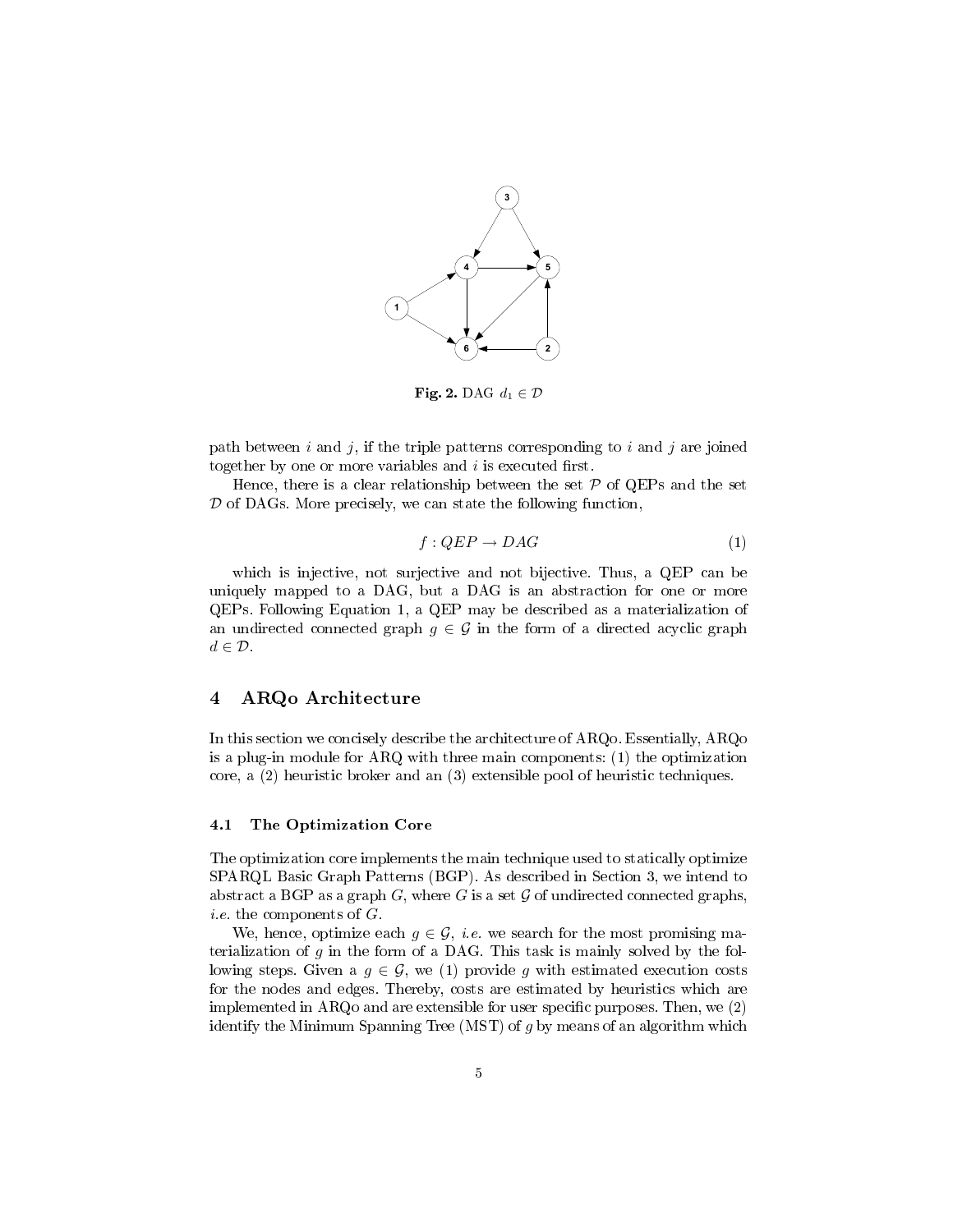**Fig. 2.** DAG $d_1 \in \mathcal{D}$

path between $i$ and $j$, if the triple patterns corresponding to $i$ and $j$ are joined together by one or more variables and $i$ is executed first.

Hence, there is a clear relationship between the set $\mathcal{P}$ of QEPs and the set $\mathcal{D}$ of DAGs. More precisely, we can state the following function,

$$f : QEP \rightarrow DAG \tag{1}$$

which is injective, not surjective and not bijective. Thus, a QEP can be uniquely mapped to a DAG, but a DAG is an abstraction for one or more QEPs. Following Equation 1, a QEP may be described as a materialization of an undirected connected graph $g \in \mathcal{G}$ in the form of a directed acyclic graph $d \in \mathcal{D}$.

## 4 ARQo Architecture

In this section we concisely describe the architecture of ARQo. Essentially, ARQo is a plug-in module for ARQ with three main components: (1) the optimization core, a (2) heuristic broker and an (3) extensible pool of heuristic techniques.

### 4.1 The Optimization Core

The optimization core implements the main technique used to statically optimize SPARQL Basic Graph Patterns (BGP). As described in Section 3, we intend to abstract a BGP as a graph $G$, where $G$ is a set $\mathcal{G}$ of undirected connected graphs, *i.e.* the components of $G$.

We, hence, optimize each $g \in \mathcal{G}$, *i.e.* we search for the most promising materialization of $g$ in the form of a DAG. This task is mainly solved by the following steps. Given a $g \in \mathcal{G}$, we (1) provide $g$ with estimated execution costs for the nodes and edges. Thereby, costs are estimated by heuristics which are implemented in ARQo and are extensible for user specific purposes. Then, we (2) identify the Minimum Spanning Tree (MST) of $g$ by means of an algorithm which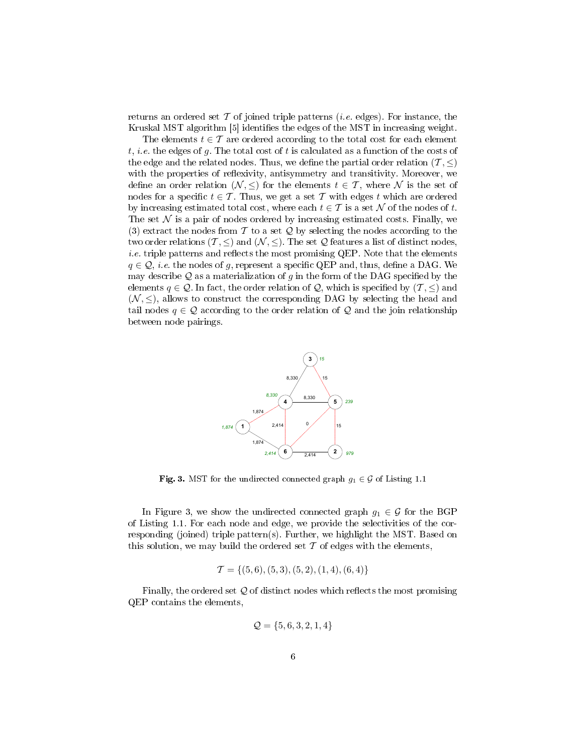returns an ordered set $\mathcal{T}$ of joined triple patterns (*i.e.* edges). For instance, the Kruskal MST algorithm [5] identifies the edges of the MST in increasing weight.

The elements $t \in \mathcal{T}$ are ordered according to the total cost for each element $t$, *i.e.* the edges of $g$. The total cost of $t$ is calculated as a function of the costs of the edge and the related nodes. Thus, we define the partial order relation $(\mathcal{T}, \leq)$ with the properties of reflexivity, antisymmetry and transitivity. Moreover, we define an order relation $(\mathcal{N}, \leq)$ for the elements $t \in \mathcal{T}$, where $\mathcal{N}$ is the set of nodes for a specific $t \in \mathcal{T}$. Thus, we get a set $\mathcal{T}$ with edges $t$ which are ordered by increasing estimated total cost, where each $t \in \mathcal{T}$ is a set $\mathcal{N}$ of the nodes of $t$. The set $\mathcal{N}$ is a pair of nodes ordered by increasing estimated costs. Finally, we (3) extract the nodes from $\mathcal{T}$ to a set $\mathcal{Q}$ by selecting the nodes according to the two order relations $(\mathcal{T}, \leq)$ and $(\mathcal{N}, \leq)$. The set $\mathcal{Q}$ features a list of distinct nodes, *i.e.* triple patterns and reflects the most promising QEP. Note that the elements $q \in \mathcal{Q}$, *i.e.* the nodes of $g$, represent a specific QEP and, thus, define a DAG. We may describe $\mathcal{Q}$ as a materialization of $g$ in the form of the DAG specified by the elements $q \in \mathcal{Q}$. In fact, the order relation of $\mathcal{Q}$, which is specified by $(\mathcal{T}, \leq)$ and $(\mathcal{N}, \leq)$, allows to construct the corresponding DAG by selecting the head and tail nodes $q \in \mathcal{Q}$ according to the order relation of $\mathcal{Q}$ and the join relationship between node pairings.

**Fig. 3.** MST for the undirected connected graph $g_1 \in \mathcal{G}$ of Listing 1.1

In Figure 3, we show the undirected connected graph $g_1 \in \mathcal{G}$ for the BGP of Listing 1.1. For each node and edge, we provide the selectivities of the corresponding (joined) triple pattern(s). Further, we highlight the MST. Based on this solution, we may build the ordered set $\mathcal{T}$ of edges with the elements,

$$\mathcal{T} = \{(5,6), (5,3), (5,2), (1,4), (6,4)\}$$

Finally, the ordered set $\mathcal{Q}$ of distinct nodes which reflects the most promising QEP contains the elements,

$$\mathcal{Q} = \{5, 6, 3, 2, 1, 4\}$$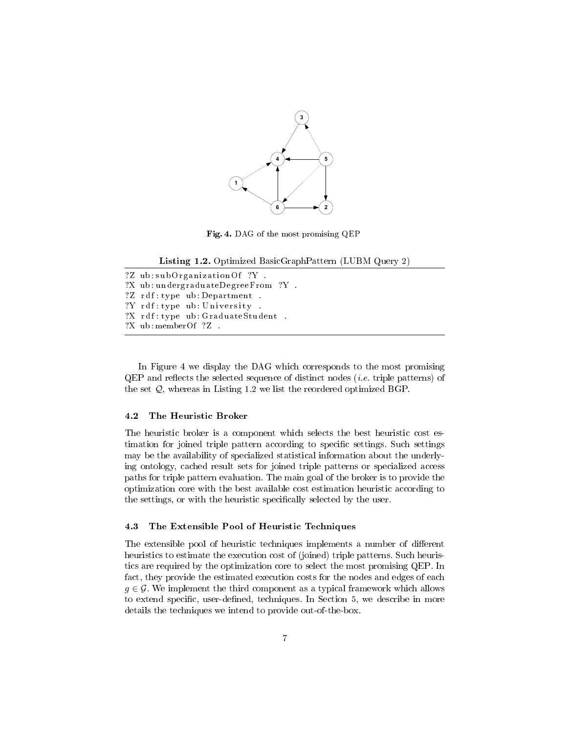Fig. 4. DAG of the most promising QEP

**Listing 1.2.** Optimized BasicGraphPattern (LUBM Query 2)

```
?Z ub:subOrganizationOf ?Y .
?X ub:undergraduateDegreeFrom ?Y .
?Z rdf:type ub:Department .
?Y rdf:type ub:University .
?X rdf:type ub:GraduateStudent .
?X ub:memberOf ?Z .
```

In Figure 4 we display the DAG which corresponds to the most promising QEP and reflects the selected sequence of distinct nodes (*i.e.* triple patterns) of the set $\mathcal{Q}$, whereas in Listing 1.2 we list the reordered optimized BGP.

### 4.2 The Heuristic Broker

The heuristic broker is a component which selects the best heuristic cost estimation for joined triple pattern according to specific settings. Such settings may be the availability of specialized statistical information about the underlying ontology, cached result sets for joined triple patterns or specialized access paths for triple pattern evaluation. The main goal of the broker is to provide the optimization core with the best available cost estimation heuristic according to the settings, or with the heuristic specifically selected by the user.

### 4.3 The Extensible Pool of Heuristic Techniques

The extensible pool of heuristic techniques implements a number of different heuristics to estimate the execution cost of (joined) triple patterns. Such heuristics are required by the optimization core to select the most promising QEP. In fact, they provide the estimated execution costs for the nodes and edges of each $g \in \mathcal{G}$. We implement the third component as a typical framework which allows to extend specific, user-defined, techniques. In Section 5, we describe in more details the techniques we intend to provide out-of-the-box.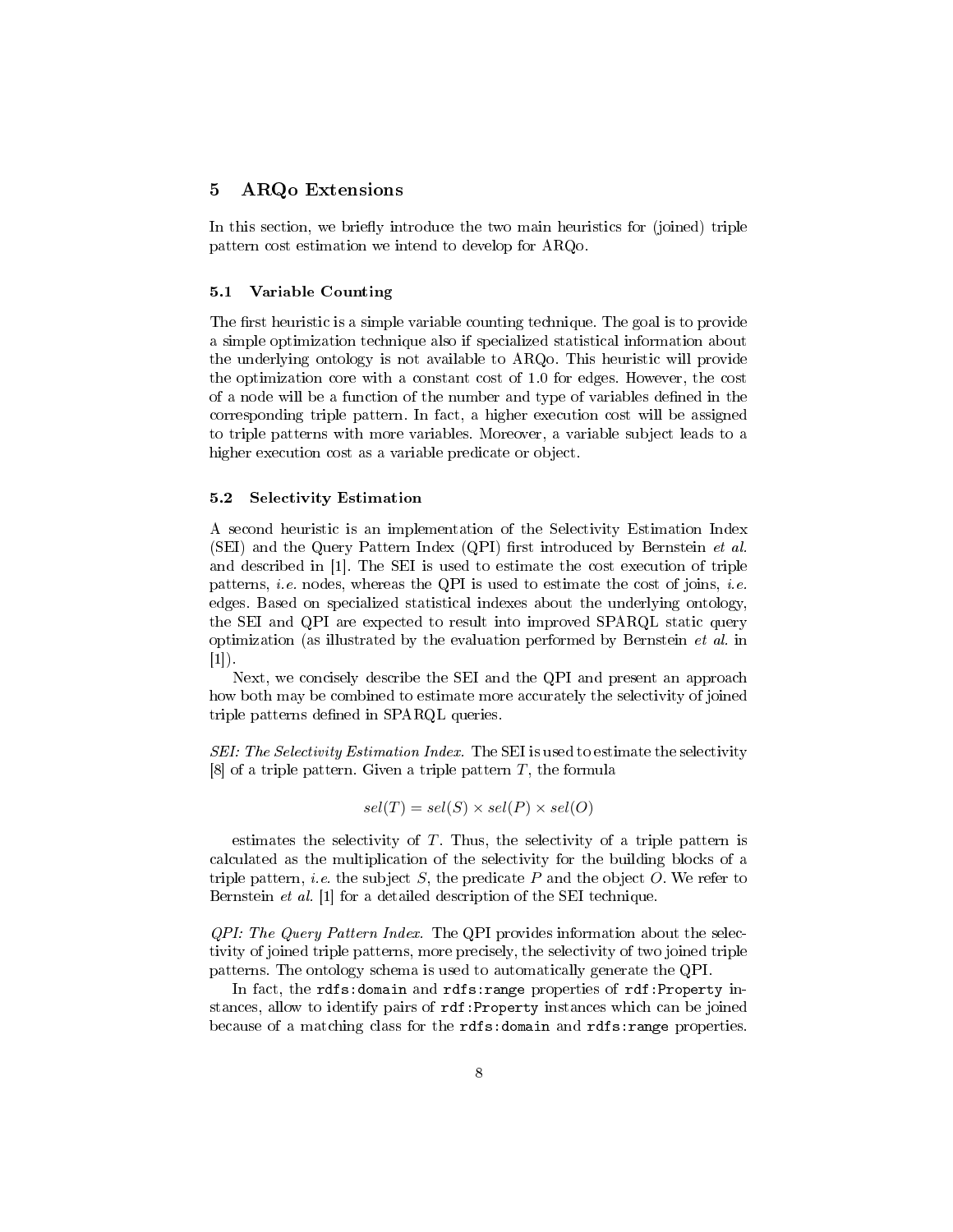## 5 ARQo Extensions

In this section, we briefly introduce the two main heuristics for (joined) triple pattern cost estimation we intend to develop for ARQo.

### 5.1 Variable Counting

The first heuristic is a simple variable counting technique. The goal is to provide a simple optimization technique also if specialized statistical information about the underlying ontology is not available to ARQo. This heuristic will provide the optimization core with a constant cost of 1.0 for edges. However, the cost of a node will be a function of the number and type of variables defined in the corresponding triple pattern. In fact, a higher execution cost will be assigned to triple patterns with more variables. Moreover, a variable subject leads to a higher execution cost as a variable predicate or object.

### 5.2 Selectivity Estimation

A second heuristic is an implementation of the Selectivity Estimation Index (SEI) and the Query Pattern Index (QPI) first introduced by Bernstein *et al.* and described in [1]. The SEI is used to estimate the cost execution of triple patterns, *i.e.* nodes, whereas the QPI is used to estimate the cost of joins, *i.e.* edges. Based on specialized statistical indexes about the underlying ontology, the SEI and QPI are expected to result into improved SPARQL static query optimization (as illustrated by the evaluation performed by Bernstein *et al.* in [1]).

Next, we concisely describe the SEI and the QPI and present an approach how both may be combined to estimate more accurately the selectivity of joined triple patterns defined in SPARQL queries.

*SEI: The Selectivity Estimation Index.* The SEI is used to estimate the selectivity [8] of a triple pattern. Given a triple pattern $T$, the formula

$$sel(T) = sel(S) \times sel(P) \times sel(O)$$

estimates the selectivity of $T$. Thus, the selectivity of a triple pattern is calculated as the multiplication of the selectivity for the building blocks of a triple pattern, *i.e.* the subject $S$, the predicate $P$ and the object $O$. We refer to Bernstein *et al.* [1] for a detailed description of the SEI technique.

*QPI: The Query Pattern Index.* The QPI provides information about the selectivity of joined triple patterns, more precisely, the selectivity of two joined triple patterns. The ontology schema is used to automatically generate the QPI.

In fact, the `rdfs:domain` and `rdfs:range` properties of `rdf:Property` instances, allow to identify pairs of `rdf:Property` instances which can be joined because of a matching class for the `rdfs:domain` and `rdfs:range` properties.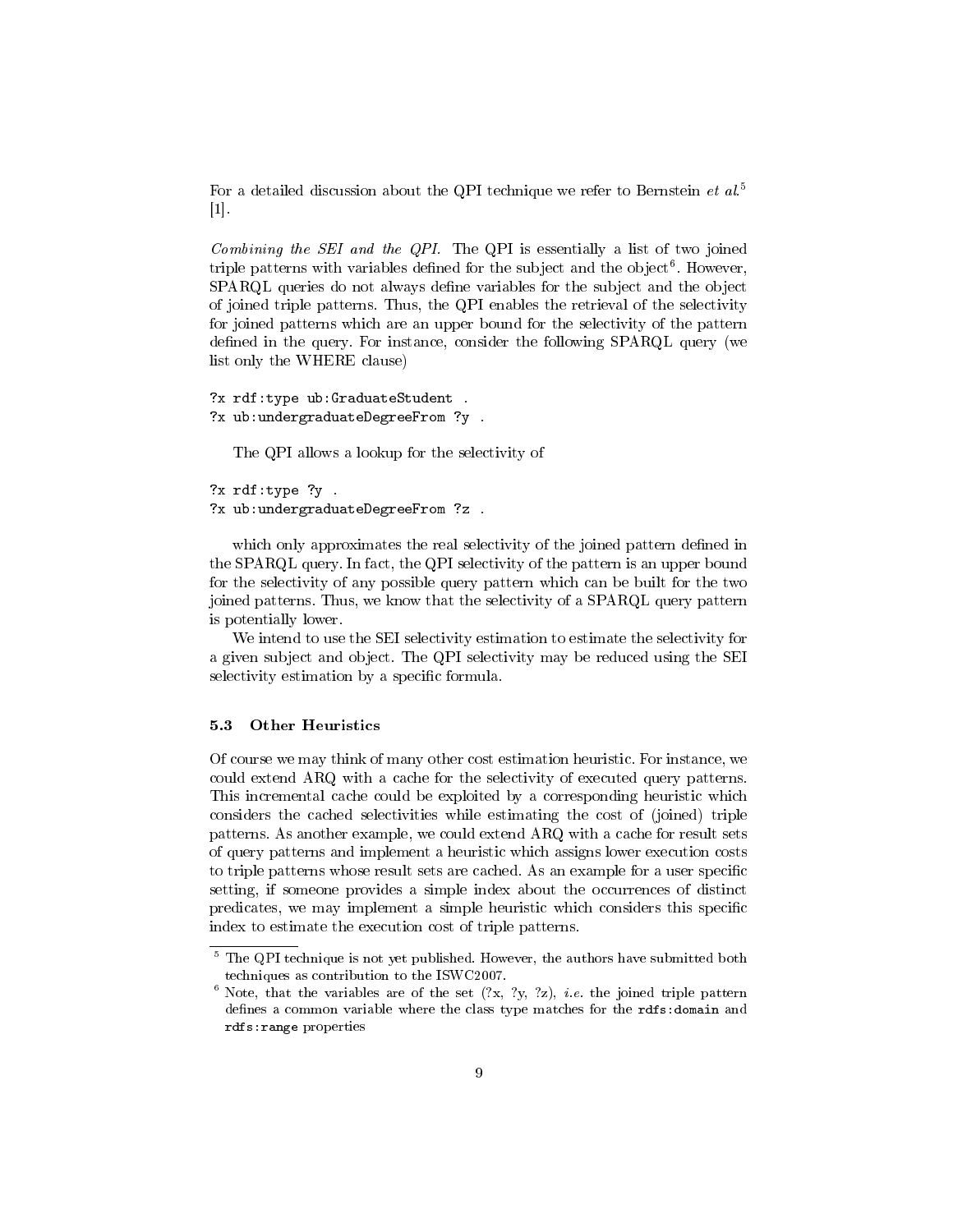For a detailed discussion about the QPI technique we refer to Bernstein *et al.*[5] [1].

*Combining the SEI and the QPI.* The QPI is essentially a list of two joined triple patterns with variables defined for the subject and the object[6]. However, SPARQL queries do not always define variables for the subject and the object of joined triple patterns. Thus, the QPI enables the retrieval of the selectivity for joined patterns which are an upper bound for the selectivity of the pattern defined in the query. For instance, consider the following SPARQL query (we list only the WHERE clause)

```
?x rdf:type ub:GraduateStudent .
?x ub:undergraduateDegreeFrom ?y .
```

The QPI allows a lookup for the selectivity of

```
?x rdf:type ?y .
?x ub:undergraduateDegreeFrom ?z .
```

which only approximates the real selectivity of the joined pattern defined in the SPARQL query. In fact, the QPI selectivity of the pattern is an upper bound for the selectivity of any possible query pattern which can be built for the two joined patterns. Thus, we know that the selectivity of a SPARQL query pattern is potentially lower.

We intend to use the SEI selectivity estimation to estimate the selectivity for a given subject and object. The QPI selectivity may be reduced using the SEI selectivity estimation by a specific formula.

### 5.3 Other Heuristics

Of course we may think of many other cost estimation heuristic. For instance, we could extend ARQ with a cache for the selectivity of executed query patterns. This incremental cache could be exploited by a corresponding heuristic which considers the cached selectivities while estimating the cost of (joined) triple patterns. As another example, we could extend ARQ with a cache for result sets of query patterns and implement a heuristic which assigns lower execution costs to triple patterns whose result sets are cached. As an example for a user specific setting, if someone provides a simple index about the occurrences of distinct predicates, we may implement a simple heuristic which considers this specific index to estimate the execution cost of triple patterns.

---

[5] The QPI technique is not yet published. However, the authors have submitted both techniques as contribution to the ISWC2007.

[6] Note, that the variables are of the set (?x, ?y, ?z), *i.e.* the joined triple pattern defines a common variable where the class type matches for the `rdfs:domain` and `rdfs:range` properties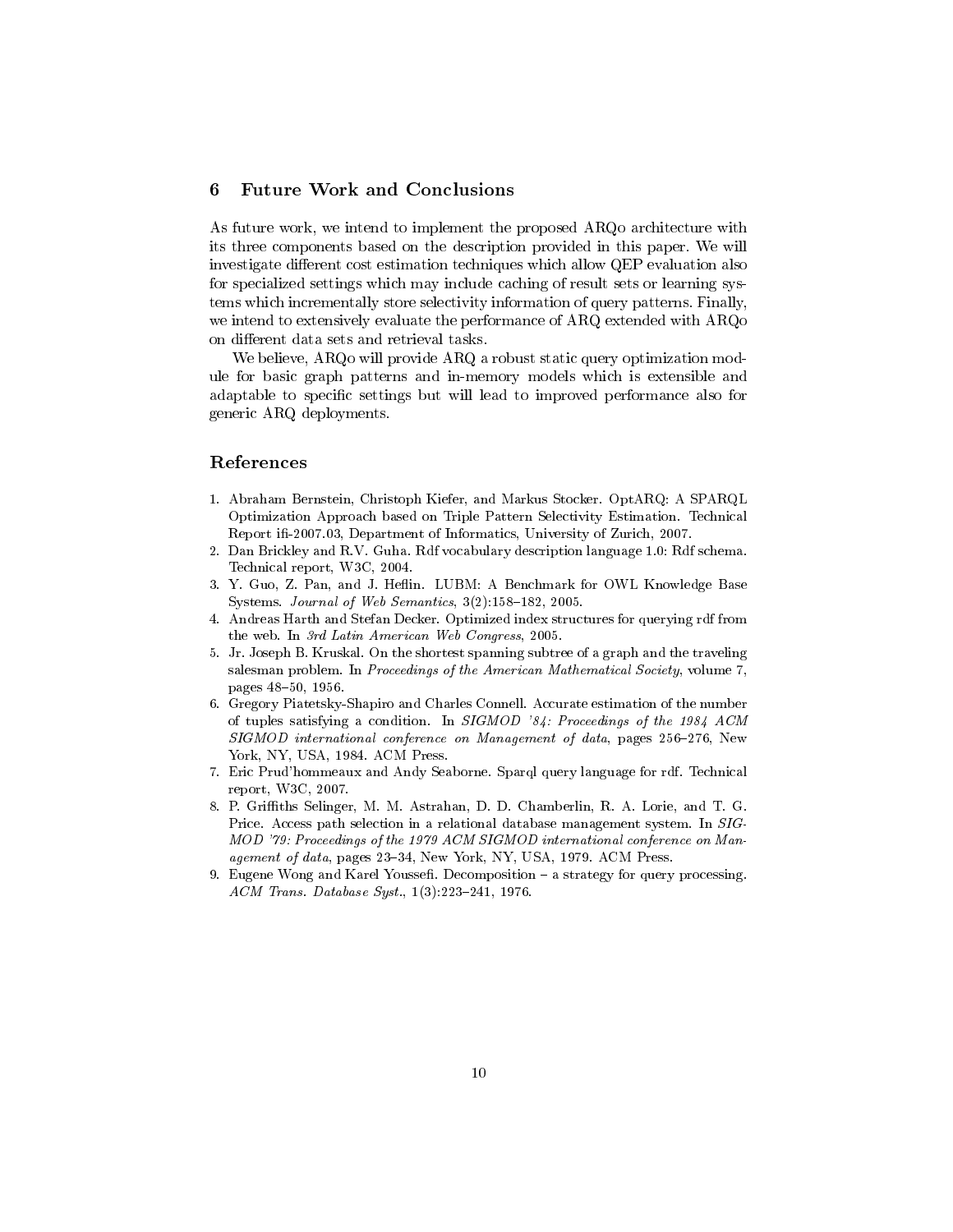## 6 Future Work and Conclusions

As future work, we intend to implement the proposed ARQo architecture with its three components based on the description provided in this paper. We will investigate different cost estimation techniques which allow QEP evaluation also for specialized settings which may include caching of result sets or learning systems which incrementally store selectivity information of query patterns. Finally, we intend to extensively evaluate the performance of ARQ extended with ARQo on different data sets and retrieval tasks.

We believe, ARQo will provide ARQ a robust static query optimization module for basic graph patterns and in-memory models which is extensible and adaptable to specific settings but will lead to improved performance also for generic ARQ deployments.

## References

1. Abraham Bernstein, Christoph Kiefer, and Markus Stocker. OptARQ: A SPARQL Optimization Approach based on Triple Pattern Selectivity Estimation. Technical Report ifi-2007.03, Department of Informatics, University of Zurich, 2007.
2. Dan Brickley and R.V. Guha. Rdf vocabulary description language 1.0: Rdf schema. Technical report, W3C, 2004.
3. Y. Guo, Z. Pan, and J. Heflin. LUBM: A Benchmark for OWL Knowledge Base Systems. *Journal of Web Semantics*, 3(2):158–182, 2005.
4. Andreas Harth and Stefan Decker. Optimized index structures for querying rdf from the web. In *3rd Latin American Web Congress*, 2005.
5. Jr. Joseph B. Kruskal. On the shortest spanning subtree of a graph and the traveling salesman problem. In *Proceedings of the American Mathematical Society*, volume 7, pages 48–50, 1956.
6. Gregory Piatetsky-Shapiro and Charles Connell. Accurate estimation of the number of tuples satisfying a condition. In *SIGMOD '84: Proceedings of the 1984 ACM SIGMOD international conference on Management of data*, pages 256–276, New York, NY, USA, 1984. ACM Press.
7. Eric Prud'hommeaux and Andy Seaborne. Sparql query language for rdf. Technical report, W3C, 2007.
8. P. Griffiths Selinger, M. M. Astrahan, D. D. Chamberlin, R. A. Lorie, and T. G. Price. Access path selection in a relational database management system. In *SIGMOD '79: Proceedings of the 1979 ACM SIGMOD international conference on Management of data*, pages 23–34, New York, NY, USA, 1979. ACM Press.
9. Eugene Wong and Karel Youssefi. Decomposition – a strategy for query processing. *ACM Trans. Database Syst.*, 1(3):223–241, 1976.